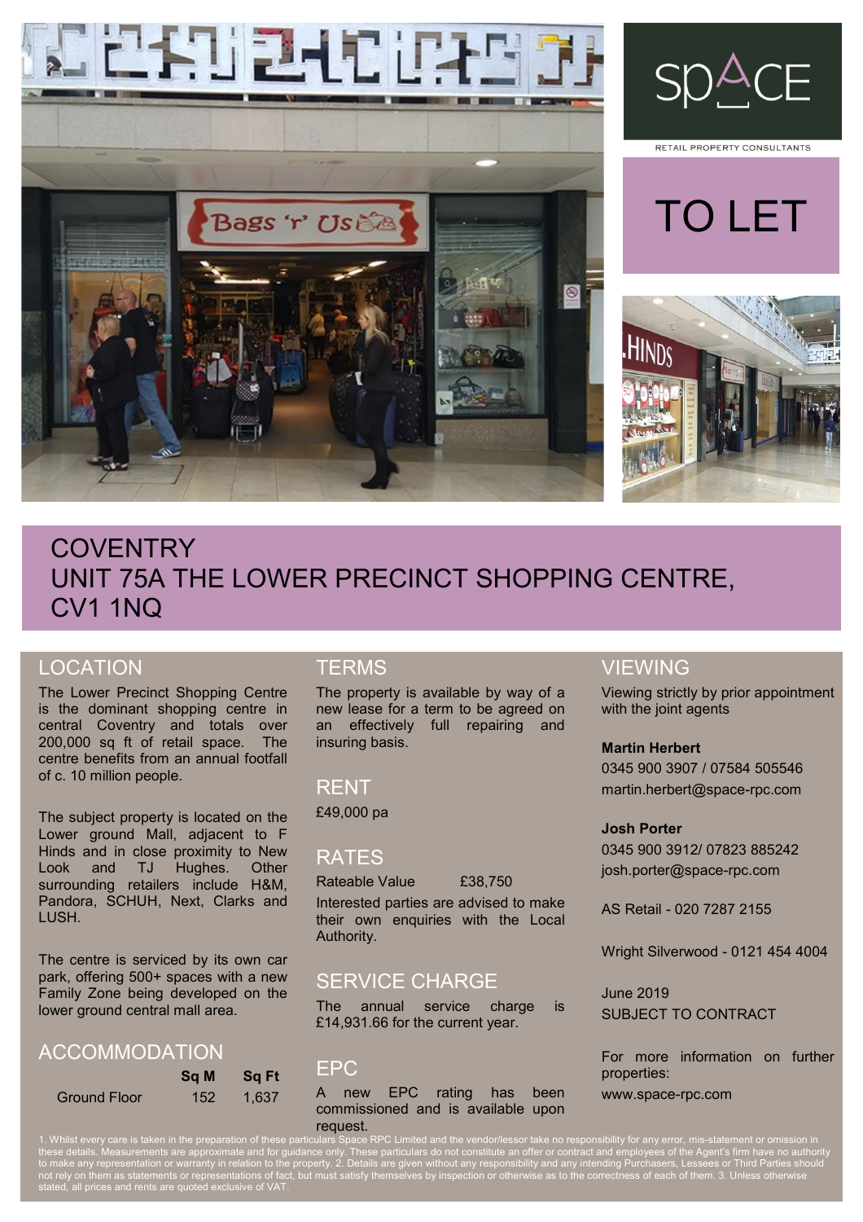SpACE

RETAIL PROPERTY CONSULTANTS

# TO LET

# COVENTRY
# UNIT 75A THE LOWER PRECINCT SHOPPING CENTRE, CV1 1NQ

## LOCATION

The Lower Precinct Shopping Centre is the dominant shopping centre in central Coventry and totals over 200,000 sq ft of retail space. The centre benefits from an annual footfall of c. 10 million people.

The subject property is located on the Lower ground Mall, adjacent to F Hinds and in close proximity to New Look and TJ Hughes. Other surrounding retailers include H&M, Pandora, SCHUH, Next, Clarks and LUSH.

The centre is serviced by its own car park, offering 500+ spaces with a new Family Zone being developed on the lower ground central mall area.

## ACCOMMODATION

| | Sq M | Sq Ft |
|---|---|---|
| Ground Floor | 152 | 1,637 |

## TERMS

The property is available by way of a new lease for a term to be agreed on an effectively full repairing and insuring basis.

## RENT

£49,000 pa

## RATES

Rateable Value £38,750

Interested parties are advised to make their own enquiries with the Local Authority.

## SERVICE CHARGE

The annual service charge is £14,931.66 for the current year.

## EPC

A new EPC rating has been commissioned and is available upon request.

## VIEWING

Viewing strictly by prior appointment with the joint agents

**Martin Herbert**
0345 900 3907 / 07584 505546
martin.herbert@space-rpc.com

**Josh Porter**
0345 900 3912/ 07823 885242
josh.porter@space-rpc.com

AS Retail - 020 7287 2155

Wright Silverwood - 0121 454 4004

June 2019
SUBJECT TO CONTRACT

For more information on further properties:
www.space-rpc.com

1. Whilst every care is taken in the preparation of these particulars Space RPC Limited and the vendor/lessor take no responsibility for any error, mis-statement or omission in these details. Measurements are approximate and for guidance only. These particulars do not constitute an offer or contract and employees of the Agent's firm have no authority to make any representation or warranty in relation to the property. 2. Details are given without any responsibility and any intending Purchasers, Lessees or Third Parties should not rely on them as statements or representations of fact, but must satisfy themselves by inspection or otherwise as to the correctness of each of them. 3. Unless otherwise stated, all prices and rents are quoted exclusive of VAT.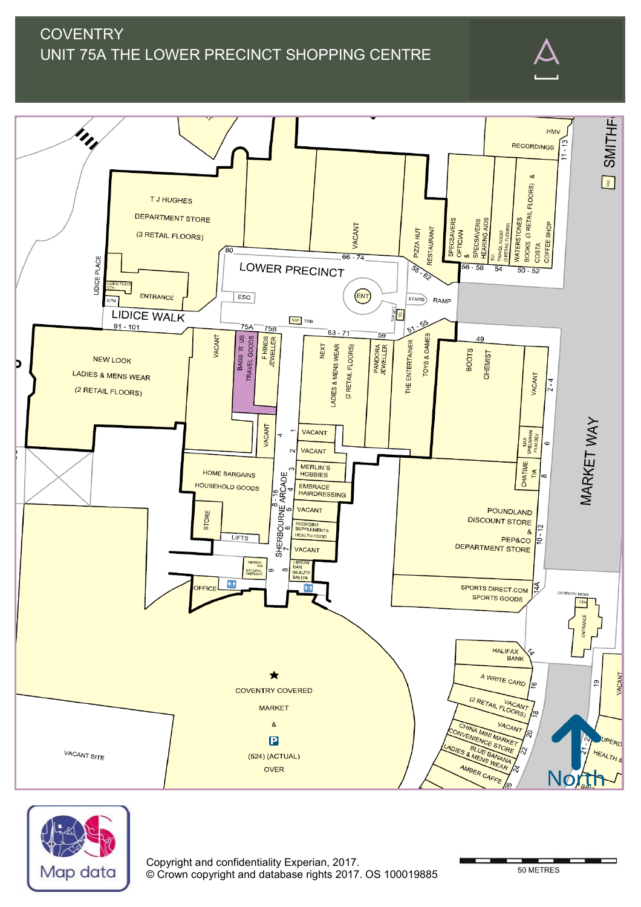# COVENTRY
## UNIT 75A THE LOWER PRECINCT SHOPPING CENTRE

LOWER PRECINCT

LIDICE WALK

LIDICE PLACE

SHERBOURNE ARCADE

MARKET WAY

SMITHFORD WAY

T J HUGHES DEPARTMENT STORE (3 RETAIL FLOORS)

NEW LOOK LADIES & MENS WEAR (2 RETAIL FLOORS)

BAGS 'R' US TRAVEL GOODS

F HINDS JEWELLER

NEXT LADIES & MENS WEAR (2 RETAIL FLOORS)

PANDORA JEWELLER

THE ENTERTAINER TOYS & GAMES

BOOTS CHEMIST

HOME BARGAINS HOUSEHOLD GOODS

MERLIN'S HOBBIES

EMBRACE HAIRDRESSING

REDPOINT SUPPLEMENTS HEALTH FOOD

I BROW BAR BEAUTY SALON

HERBAL INN NATURAL THERAPY

POUNDLAND DISCOUNT STORE & PEP&CO DEPARTMENT STORE

SPORTS DIRECT.COM SPORTS GOODS

CHATIME T/A

MAX SPIELMANN FILM DEV

PIZZA HUT RESTAURANT

SPECSAVERS OPTICIAN & SPECSAVERS HEARING AIDS

TUI TRAVEL AGENT (2 RETAIL FLOORS)

WATERSTONES BOOKS (3 RETAIL FLOORS) & COSTA COFFEE SHOP

HMV RECORDINGS

HALIFAX BANK

A WRITE CARD

CHINA MINI MARKET CONVENIENCE STORE

BLUE BANANA LADIES & MENS WEAR

AMBER CAFFE

COVENTRY NEWS

COVENTRY COVERED MARKET & (524) (ACTUAL) OVER

VACANT SITE

North

50 METRES

Copyright and confidentiality Experian, 2017.
© Crown copyright and database rights 2017. OS 100019885

Map data